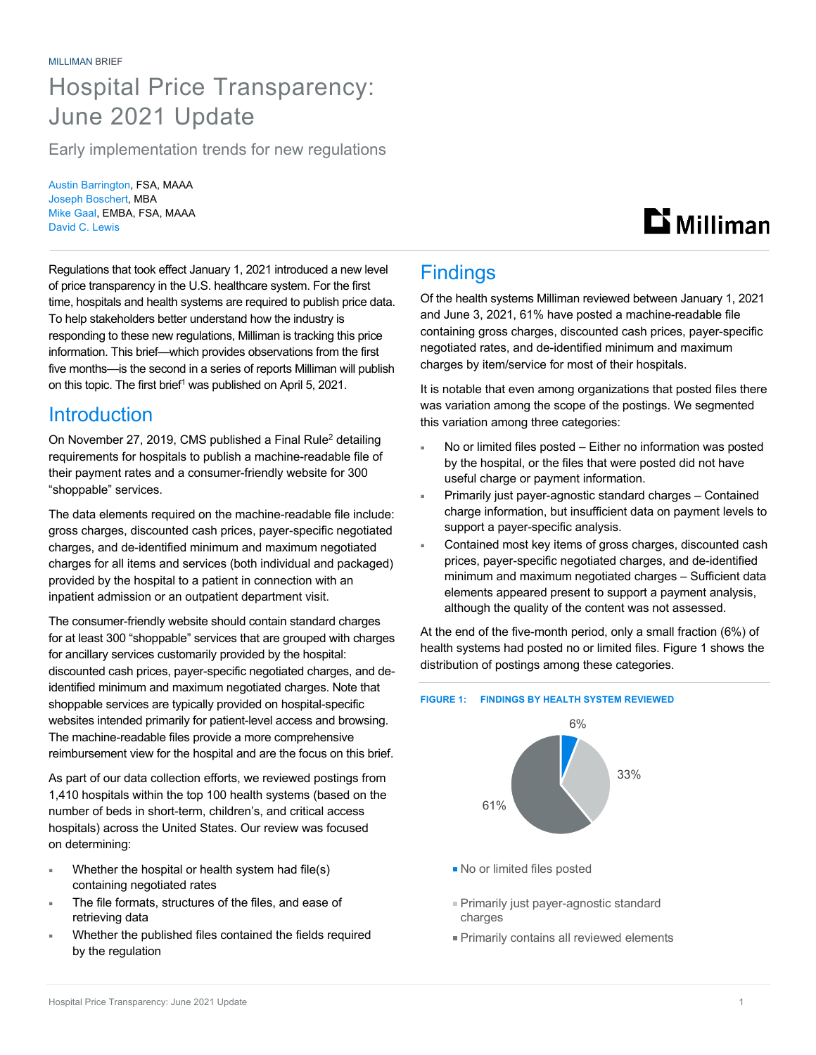MILLIMAN BRIEF

# Hospital Price Transparency: June 2021 Update

Early implementation trends for new regulations

Austin Barrington, FSA, MAAA
Joseph Boschert, MBA
Mike Gaal, EMBA, FSA, MAAA
David C. Lewis

Regulations that took effect January 1, 2021 introduced a new level of price transparency in the U.S. healthcare system. For the first time, hospitals and health systems are required to publish price data. To help stakeholders better understand how the industry is responding to these new regulations, Milliman is tracking this price information. This brief—which provides observations from the first five months—is the second in a series of reports Milliman will publish on this topic. The first brief[1] was published on April 5, 2021.

## Introduction

On November 27, 2019, CMS published a Final Rule[2] detailing requirements for hospitals to publish a machine-readable file of their payment rates and a consumer-friendly website for 300 "shoppable" services.

The data elements required on the machine-readable file include: gross charges, discounted cash prices, payer-specific negotiated charges, and de-identified minimum and maximum negotiated charges for all items and services (both individual and packaged) provided by the hospital to a patient in connection with an inpatient admission or an outpatient department visit.

The consumer-friendly website should contain standard charges for at least 300 "shoppable" services that are grouped with charges for ancillary services customarily provided by the hospital: discounted cash prices, payer-specific negotiated charges, and de-identified minimum and maximum negotiated charges. Note that shoppable services are typically provided on hospital-specific websites intended primarily for patient-level access and browsing. The machine-readable files provide a more comprehensive reimbursement view for the hospital and are the focus on this brief.

As part of our data collection efforts, we reviewed postings from 1,410 hospitals within the top 100 health systems (based on the number of beds in short-term, children's, and critical access hospitals) across the United States. Our review was focused on determining:

- Whether the hospital or health system had file(s) containing negotiated rates
- The file formats, structures of the files, and ease of retrieving data
- Whether the published files contained the fields required by the regulation

## Findings

Of the health systems Milliman reviewed between January 1, 2021 and June 3, 2021, 61% have posted a machine-readable file containing gross charges, discounted cash prices, payer-specific negotiated rates, and de-identified minimum and maximum charges by item/service for most of their hospitals.

It is notable that even among organizations that posted files there was variation among the scope of the postings. We segmented this variation among three categories:

- No or limited files posted – Either no information was posted by the hospital, or the files that were posted did not have useful charge or payment information.
- Primarily just payer-agnostic standard charges – Contained charge information, but insufficient data on payment levels to support a payer-specific analysis.
- Contained most key items of gross charges, discounted cash prices, payer-specific negotiated charges, and de-identified minimum and maximum negotiated charges – Sufficient data elements appeared present to support a payment analysis, although the quality of the content was not assessed.

At the end of the five-month period, only a small fraction (6%) of health systems had posted no or limited files. Figure 1 shows the distribution of postings among these categories.

FIGURE 1: FINDINGS BY HEALTH SYSTEM REVIEWED

| Category | Share |
| --- | --- |
| No or limited files posted | 6% |
| Primarily just payer-agnostic standard charges | 33% |
| Primarily contains all reviewed elements | 61% |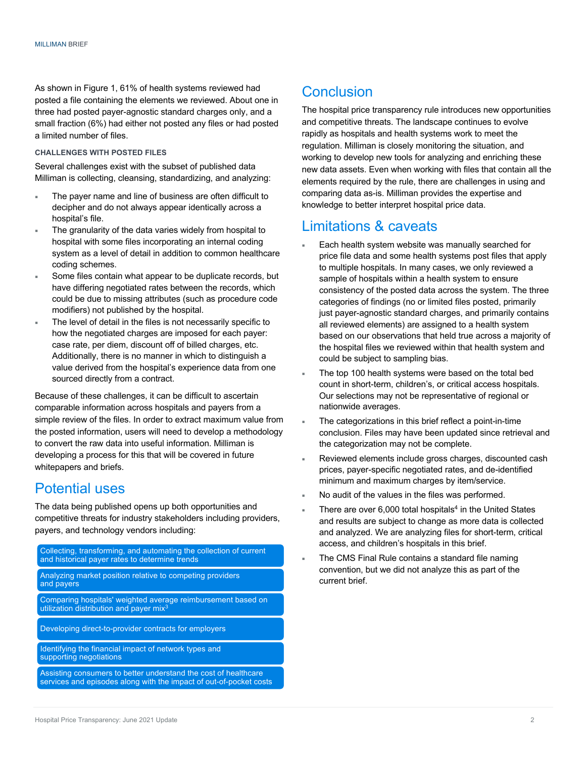As shown in Figure 1, 61% of health systems reviewed had posted a file containing the elements we reviewed. About one in three had posted payer-agnostic standard charges only, and a small fraction (6%) had either not posted any files or had posted a limited number of files.

### CHALLENGES WITH POSTED FILES

Several challenges exist with the subset of published data Milliman is collecting, cleansing, standardizing, and analyzing:

- The payer name and line of business are often difficult to decipher and do not always appear identically across a hospital's file.
- The granularity of the data varies widely from hospital to hospital with some files incorporating an internal coding system as a level of detail in addition to common healthcare coding schemes.
- Some files contain what appear to be duplicate records, but have differing negotiated rates between the records, which could be due to missing attributes (such as procedure code modifiers) not published by the hospital.
- The level of detail in the files is not necessarily specific to how the negotiated charges are imposed for each payer: case rate, per diem, discount off of billed charges, etc. Additionally, there is no manner in which to distinguish a value derived from the hospital's experience data from one sourced directly from a contract.

Because of these challenges, it can be difficult to ascertain comparable information across hospitals and payers from a simple review of the files. In order to extract maximum value from the posted information, users will need to develop a methodology to convert the raw data into useful information. Milliman is developing a process for this that will be covered in future whitepapers and briefs.

## Potential uses

The data being published opens up both opportunities and competitive threats for industry stakeholders including providers, payers, and technology vendors including:

- Collecting, transforming, and automating the collection of current and historical payer rates to determine trends
- Analyzing market position relative to competing providers and payers
- Comparing hospitals' weighted average reimbursement based on utilization distribution and payer mix[3]
- Developing direct-to-provider contracts for employers
- Identifying the financial impact of network types and supporting negotiations
- Assisting consumers to better understand the cost of healthcare services and episodes along with the impact of out-of-pocket costs

## Conclusion

The hospital price transparency rule introduces new opportunities and competitive threats. The landscape continues to evolve rapidly as hospitals and health systems work to meet the regulation. Milliman is closely monitoring the situation, and working to develop new tools for analyzing and enriching these new data assets. Even when working with files that contain all the elements required by the rule, there are challenges in using and comparing data as-is. Milliman provides the expertise and knowledge to better interpret hospital price data.

## Limitations & caveats

- Each health system website was manually searched for price file data and some health systems post files that apply to multiple hospitals. In many cases, we only reviewed a sample of hospitals within a health system to ensure consistency of the posted data across the system. The three categories of findings (no or limited files posted, primarily just payer-agnostic standard charges, and primarily contains all reviewed elements) are assigned to a health system based on our observations that held true across a majority of the hospital files we reviewed within that health system and could be subject to sampling bias.
- The top 100 health systems were based on the total bed count in short-term, children's, or critical access hospitals. Our selections may not be representative of regional or nationwide averages.
- The categorizations in this brief reflect a point-in-time conclusion. Files may have been updated since retrieval and the categorization may not be complete.
- Reviewed elements include gross charges, discounted cash prices, payer-specific negotiated rates, and de-identified minimum and maximum charges by item/service.
- No audit of the values in the files was performed.
- There are over 6,000 total hospitals[4] in the United States and results are subject to change as more data is collected and analyzed. We are analyzing files for short-term, critical access, and children's hospitals in this brief.
- The CMS Final Rule contains a standard file naming convention, but we did not analyze this as part of the current brief.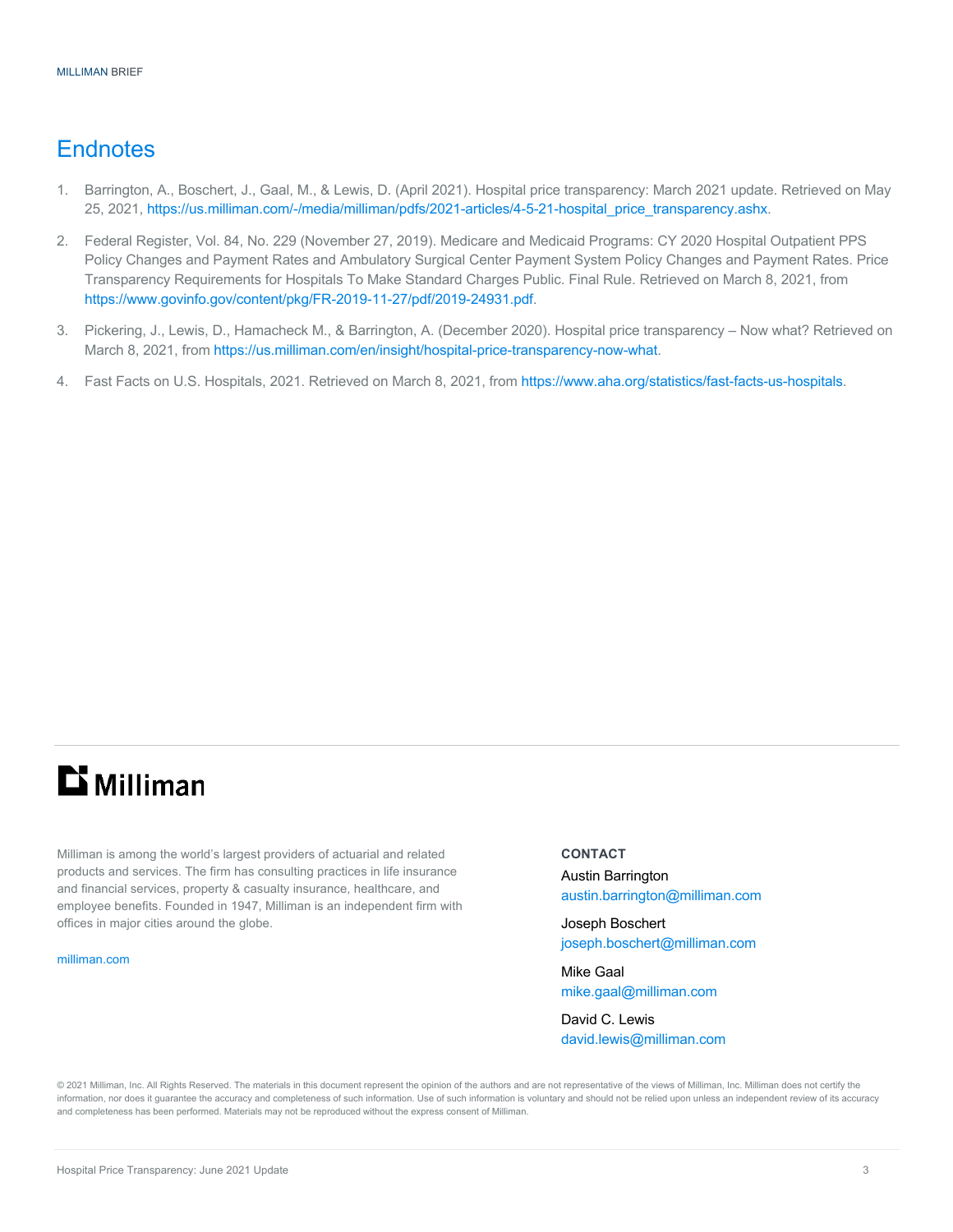## Endnotes

1. Barrington, A., Boschert, J., Gaal, M., & Lewis, D. (April 2021). Hospital price transparency: March 2021 update. Retrieved on May 25, 2021, https://us.milliman.com/-/media/milliman/pdfs/2021-articles/4-5-21-hospital_price_transparency.ashx.
2. Federal Register, Vol. 84, No. 229 (November 27, 2019). Medicare and Medicaid Programs: CY 2020 Hospital Outpatient PPS Policy Changes and Payment Rates and Ambulatory Surgical Center Payment System Policy Changes and Payment Rates. Price Transparency Requirements for Hospitals To Make Standard Charges Public. Final Rule. Retrieved on March 8, 2021, from https://www.govinfo.gov/content/pkg/FR-2019-11-27/pdf/2019-24931.pdf.
3. Pickering, J., Lewis, D., Hamacheck M., & Barrington, A. (December 2020). Hospital price transparency – Now what? Retrieved on March 8, 2021, from https://us.milliman.com/en/insight/hospital-price-transparency-now-what.
4. Fast Facts on U.S. Hospitals, 2021. Retrieved on March 8, 2021, from https://www.aha.org/statistics/fast-facts-us-hospitals.

Milliman

Milliman is among the world's largest providers of actuarial and related products and services. The firm has consulting practices in life insurance and financial services, property & casualty insurance, healthcare, and employee benefits. Founded in 1947, Milliman is an independent firm with offices in major cities around the globe.

milliman.com

**CONTACT**

Austin Barrington
austin.barrington@milliman.com

Joseph Boschert
joseph.boschert@milliman.com

Mike Gaal
mike.gaal@milliman.com

David C. Lewis
david.lewis@milliman.com

© 2021 Milliman, Inc. All Rights Reserved. The materials in this document represent the opinion of the authors and are not representative of the views of Milliman, Inc. Milliman does not certify the information, nor does it guarantee the accuracy and completeness of such information. Use of such information is voluntary and should not be relied upon unless an independent review of its accuracy and completeness has been performed. Materials may not be reproduced without the express consent of Milliman.